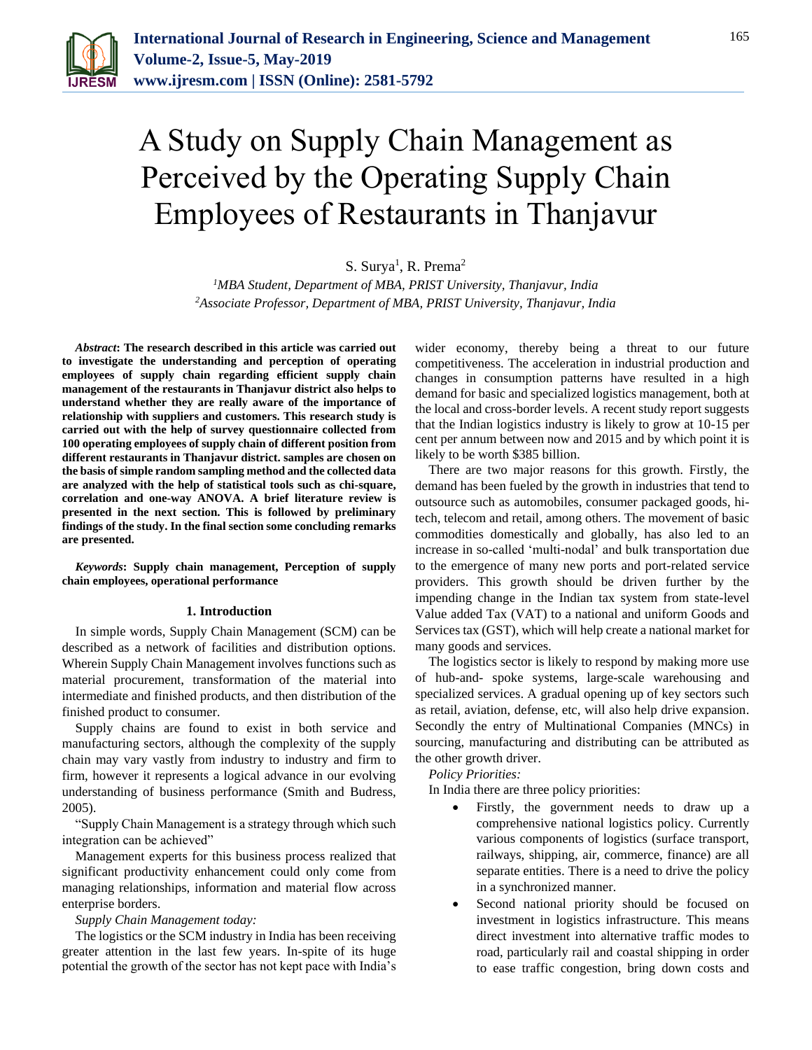# A Study on Supply Chain Management as Perceived by the Operating Supply Chain Employees of Restaurants in Thanjavur

S. Surya[1], R. Prema[2]

[1]*MBA Student, Department of MBA, PRIST University, Thanjavur, India*
[2]*Associate Professor, Department of MBA, PRIST University, Thanjavur, India*

***Abstract*: The research described in this article was carried out to investigate the understanding and perception of operating employees of supply chain regarding efficient supply chain management of the restaurants in Thanjavur district also helps to understand whether they are really aware of the importance of relationship with suppliers and customers. This research study is carried out with the help of survey questionnaire collected from 100 operating employees of supply chain of different position from different restaurants in Thanjavur district. samples are chosen on the basis of simple random sampling method and the collected data are analyzed with the help of statistical tools such as chi-square, correlation and one-way ANOVA. A brief literature review is presented in the next section. This is followed by preliminary findings of the study. In the final section some concluding remarks are presented.**

***Keywords*: Supply chain management, Perception of supply chain employees, operational performance**

## 1. Introduction

In simple words, Supply Chain Management (SCM) can be described as a network of facilities and distribution options. Wherein Supply Chain Management involves functions such as material procurement, transformation of the material into intermediate and finished products, and then distribution of the finished product to consumer.

Supply chains are found to exist in both service and manufacturing sectors, although the complexity of the supply chain may vary vastly from industry to industry and firm to firm, however it represents a logical advance in our evolving understanding of business performance (Smith and Budress, 2005).

"Supply Chain Management is a strategy through which such integration can be achieved"

Management experts for this business process realized that significant productivity enhancement could only come from managing relationships, information and material flow across enterprise borders.

*Supply Chain Management today:*

The logistics or the SCM industry in India has been receiving greater attention in the last few years. In-spite of its huge potential the growth of the sector has not kept pace with India's wider economy, thereby being a threat to our future competitiveness. The acceleration in industrial production and changes in consumption patterns have resulted in a high demand for basic and specialized logistics management, both at the local and cross-border levels. A recent study report suggests that the Indian logistics industry is likely to grow at 10-15 per cent per annum between now and 2015 and by which point it is likely to be worth $385 billion.

There are two major reasons for this growth. Firstly, the demand has been fueled by the growth in industries that tend to outsource such as automobiles, consumer packaged goods, hi-tech, telecom and retail, among others. The movement of basic commodities domestically and globally, has also led to an increase in so-called 'multi-nodal' and bulk transportation due to the emergence of many new ports and port-related service providers. This growth should be driven further by the impending change in the Indian tax system from state-level Value added Tax (VAT) to a national and uniform Goods and Services tax (GST), which will help create a national market for many goods and services.

The logistics sector is likely to respond by making more use of hub-and- spoke systems, large-scale warehousing and specialized services. A gradual opening up of key sectors such as retail, aviation, defense, etc, will also help drive expansion. Secondly the entry of Multinational Companies (MNCs) in sourcing, manufacturing and distributing can be attributed as the other growth driver.

*Policy Priorities:*

In India there are three policy priorities:

- Firstly, the government needs to draw up a comprehensive national logistics policy. Currently various components of logistics (surface transport, railways, shipping, air, commerce, finance) are all separate entities. There is a need to drive the policy in a synchronized manner.
- Second national priority should be focused on investment in logistics infrastructure. This means direct investment into alternative traffic modes to road, particularly rail and coastal shipping in order to ease traffic congestion, bring down costs and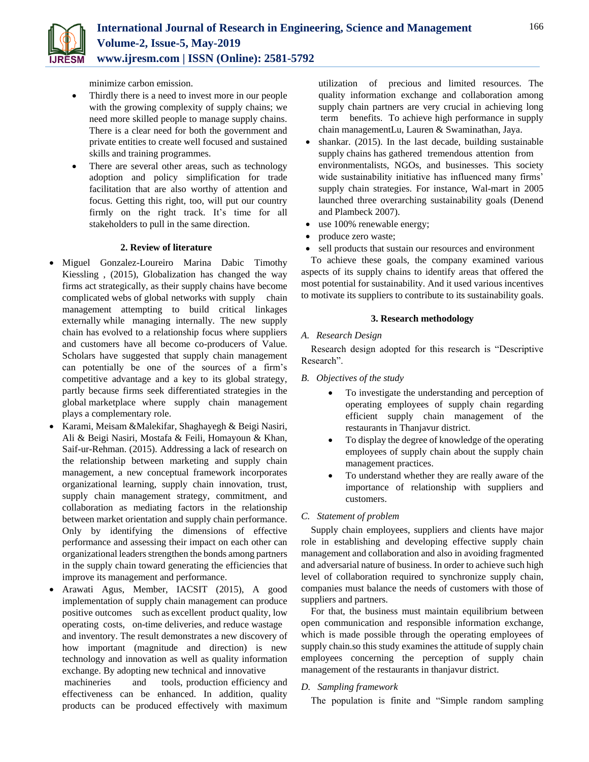minimize carbon emission.

- Thirdly there is a need to invest more in our people with the growing complexity of supply chains; we need more skilled people to manage supply chains. There is a clear need for both the government and private entities to create well focused and sustained skills and training programmes.
- There are several other areas, such as technology adoption and policy simplification for trade facilitation that are also worthy of attention and focus. Getting this right, too, will put our country firmly on the right track. It's time for all stakeholders to pull in the same direction.

## 2. Review of literature

- Miguel Gonzalez-Loureiro Marina Dabic Timothy Kiessling , (2015), Globalization has changed the way firms act strategically, as their supply chains have become complicated webs of global networks with supply chain management attempting to build critical linkages externally while managing internally. The new supply chain has evolved to a relationship focus where suppliers and customers have all become co-producers of Value. Scholars have suggested that supply chain management can potentially be one of the sources of a firm's competitive advantage and a key to its global strategy, partly because firms seek differentiated strategies in the global marketplace where supply chain management plays a complementary role.
- Karami, Meisam &Malekifar, Shaghayegh & Beigi Nasiri, Ali & Beigi Nasiri, Mostafa & Feili, Homayoun & Khan, Saif-ur-Rehman. (2015). Addressing a lack of research on the relationship between marketing and supply chain management, a new conceptual framework incorporates organizational learning, supply chain innovation, trust, supply chain management strategy, commitment, and collaboration as mediating factors in the relationship between market orientation and supply chain performance. Only by identifying the dimensions of effective performance and assessing their impact on each other can organizational leaders strengthen the bonds among partners in the supply chain toward generating the efficiencies that improve its management and performance.
- Arawati Agus, Member, IACSIT (2015), A good implementation of supply chain management can produce positive outcomes such as excellent product quality, low operating costs, on-time deliveries, and reduce wastage and inventory. The result demonstrates a new discovery of how important (magnitude and direction) is new technology and innovation as well as quality information exchange. By adopting new technical and innovative machineries and tools, production efficiency and effectiveness can be enhanced. In addition, quality products can be produced effectively with maximum utilization of precious and limited resources. The quality information exchange and collaboration among supply chain partners are very crucial in achieving long term benefits. To achieve high performance in supply chain managementLu, Lauren & Swaminathan, Jaya.
- shankar. (2015). In the last decade, building sustainable supply chains has gathered tremendous attention from environmentalists, NGOs, and businesses. This society wide sustainability initiative has influenced many firms' supply chain strategies. For instance, Wal-mart in 2005 launched three overarching sustainability goals (Denend and Plambeck 2007).
- use 100% renewable energy;
- produce zero waste;
- sell products that sustain our resources and environment

To achieve these goals, the company examined various aspects of its supply chains to identify areas that offered the most potential for sustainability. And it used various incentives to motivate its suppliers to contribute to its sustainability goals.

## 3. Research methodology

### *A. Research Design*

Research design adopted for this research is "Descriptive Research".

### *B. Objectives of the study*

- To investigate the understanding and perception of operating employees of supply chain regarding efficient supply chain management of the restaurants in Thanjavur district.
- To display the degree of knowledge of the operating employees of supply chain about the supply chain management practices.
- To understand whether they are really aware of the importance of relationship with suppliers and customers.

### *C. Statement of problem*

Supply chain employees, suppliers and clients have major role in establishing and developing effective supply chain management and collaboration and also in avoiding fragmented and adversarial nature of business. In order to achieve such high level of collaboration required to synchronize supply chain, companies must balance the needs of customers with those of suppliers and partners.

For that, the business must maintain equilibrium between open communication and responsible information exchange, which is made possible through the operating employees of supply chain.so this study examines the attitude of supply chain employees concerning the perception of supply chain management of the restaurants in thanjavur district.

### *D. Sampling framework*

The population is finite and "Simple random sampling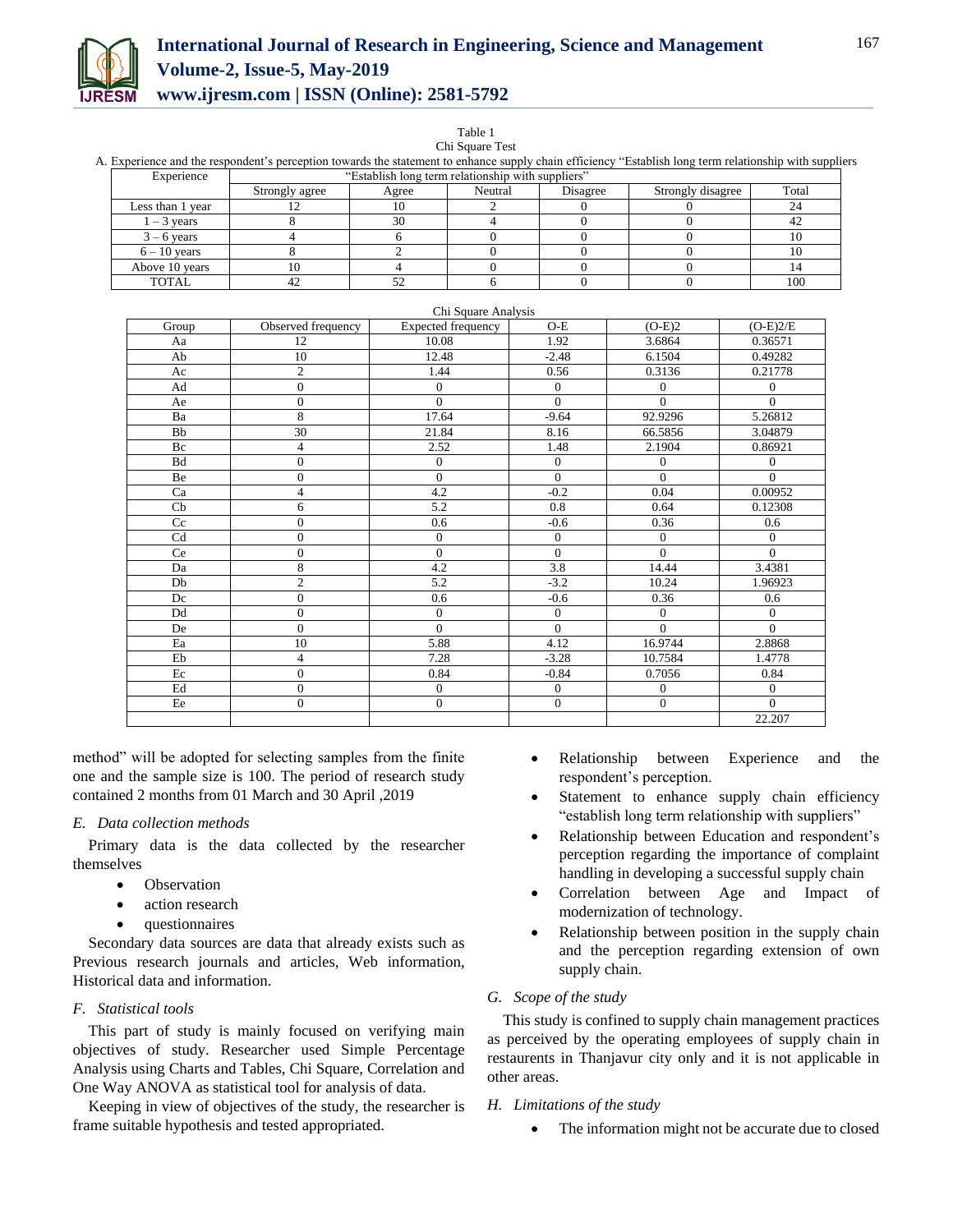Table 1
Chi Square Test

A. Experience and the respondent's perception towards the statement to enhance supply chain efficiency "Establish long term relationship with suppliers

| Experience | "Establish long term relationship with suppliers" | | | | | |
|---|---|---|---|---|---|---|
| | Strongly agree | Agree | Neutral | Disagree | Strongly disagree | Total |
| Less than 1 year | 12 | 10 | 2 | 0 | 0 | 24 |
| 1 – 3 years | 8 | 30 | 4 | 0 | 0 | 42 |
| 3 – 6 years | 4 | 6 | 0 | 0 | 0 | 10 |
| 6 – 10 years | 8 | 2 | 0 | 0 | 0 | 10 |
| Above 10 years | 10 | 4 | 0 | 0 | 0 | 14 |
| TOTAL | 42 | 52 | 6 | 0 | 0 | 100 |

Chi Square Analysis

| Group | Observed frequency | Expected frequency | O-E | (O-E)2 | (O-E)2/E |
|---|---|---|---|---|---|
| Aa | 12 | 10.08 | 1.92 | 3.6864 | 0.36571 |
| Ab | 10 | 12.48 | -2.48 | 6.1504 | 0.49282 |
| Ac | 2 | 1.44 | 0.56 | 0.3136 | 0.21778 |
| Ad | 0 | 0 | 0 | 0 | 0 |
| Ae | 0 | 0 | 0 | 0 | 0 |
| Ba | 8 | 17.64 | -9.64 | 92.9296 | 5.26812 |
| Bb | 30 | 21.84 | 8.16 | 66.5856 | 3.04879 |
| Bc | 4 | 2.52 | 1.48 | 2.1904 | 0.86921 |
| Bd | 0 | 0 | 0 | 0 | 0 |
| Be | 0 | 0 | 0 | 0 | 0 |
| Ca | 4 | 4.2 | -0.2 | 0.04 | 0.00952 |
| Cb | 6 | 5.2 | 0.8 | 0.64 | 0.12308 |
| Cc | 0 | 0.6 | -0.6 | 0.36 | 0.6 |
| Cd | 0 | 0 | 0 | 0 | 0 |
| Ce | 0 | 0 | 0 | 0 | 0 |
| Da | 8 | 4.2 | 3.8 | 14.44 | 3.4381 |
| Db | 2 | 5.2 | -3.2 | 10.24 | 1.96923 |
| Dc | 0 | 0.6 | -0.6 | 0.36 | 0.6 |
| Dd | 0 | 0 | 0 | 0 | 0 |
| De | 0 | 0 | 0 | 0 | 0 |
| Ea | 10 | 5.88 | 4.12 | 16.9744 | 2.8868 |
| Eb | 4 | 7.28 | -3.28 | 10.7584 | 1.4778 |
| Ec | 0 | 0.84 | -0.84 | 0.7056 | 0.84 |
| Ed | 0 | 0 | 0 | 0 | 0 |
| Ee | 0 | 0 | 0 | 0 | 0 |
| | | | | | 22.207 |

method" will be adopted for selecting samples from the finite one and the sample size is 100. The period of research study contained 2 months from 01 March and 30 April ,2019

### *E. Data collection methods*

Primary data is the data collected by the researcher themselves

- Observation
- action research
- questionnaires

Secondary data sources are data that already exists such as Previous research journals and articles, Web information, Historical data and information.

### *F. Statistical tools*

This part of study is mainly focused on verifying main objectives of study. Researcher used Simple Percentage Analysis using Charts and Tables, Chi Square, Correlation and One Way ANOVA as statistical tool for analysis of data.

Keeping in view of objectives of the study, the researcher is frame suitable hypothesis and tested appropriated.

- Relationship between Experience and the respondent's perception.
- Statement to enhance supply chain efficiency "establish long term relationship with suppliers"
- Relationship between Education and respondent's perception regarding the importance of complaint handling in developing a successful supply chain
- Correlation between Age and Impact of modernization of technology.
- Relationship between position in the supply chain and the perception regarding extension of own supply chain.

### *G. Scope of the study*

This study is confined to supply chain management practices as perceived by the operating employees of supply chain in restaurents in Thanjavur city only and it is not applicable in other areas.

### *H. Limitations of the study*

- The information might not be accurate due to closed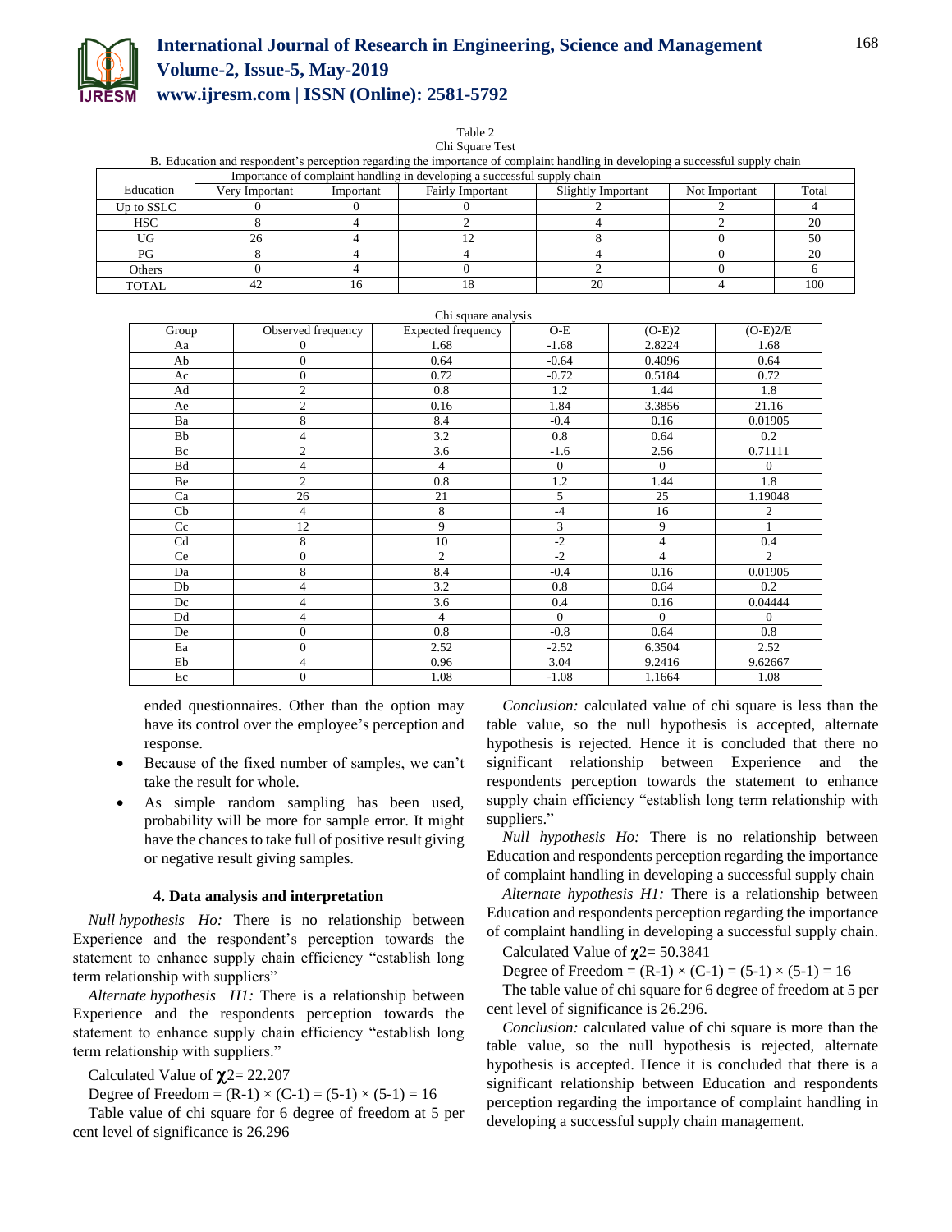Table 2
Chi Square Test

B. Education and respondent's perception regarding the importance of complaint handling in developing a successful supply chain

| Education | Importance of complaint handling in developing a successful supply chain | | | | | |
|---|---|---|---|---|---|---|
| | Very Important | Important | Fairly Important | Slightly Important | Not Important | Total |
| Up to SSLC | 0 | 0 | 0 | 2 | 2 | 4 |
| HSC | 8 | 4 | 2 | 4 | 2 | 20 |
| UG | 26 | 4 | 12 | 8 | 0 | 50 |
| PG | 8 | 4 | 4 | 4 | 0 | 20 |
| Others | 0 | 4 | 0 | 2 | 0 | 6 |
| TOTAL | 42 | 16 | 18 | 20 | 4 | 100 |

Chi square analysis

| Group | Observed frequency | Expected frequency | O-E | (O-E)2 | (O-E)2/E |
|---|---|---|---|---|---|
| Aa | 0 | 1.68 | -1.68 | 2.8224 | 1.68 |
| Ab | 0 | 0.64 | -0.64 | 0.4096 | 0.64 |
| Ac | 0 | 0.72 | -0.72 | 0.5184 | 0.72 |
| Ad | 2 | 0.8 | 1.2 | 1.44 | 1.8 |
| Ae | 2 | 0.16 | 1.84 | 3.3856 | 21.16 |
| Ba | 8 | 8.4 | -0.4 | 0.16 | 0.01905 |
| Bb | 4 | 3.2 | 0.8 | 0.64 | 0.2 |
| Bc | 2 | 3.6 | -1.6 | 2.56 | 0.71111 |
| Bd | 4 | 4 | 0 | 0 | 0 |
| Be | 2 | 0.8 | 1.2 | 1.44 | 1.8 |
| Ca | 26 | 21 | 5 | 25 | 1.19048 |
| Cb | 4 | 8 | -4 | 16 | 2 |
| Cc | 12 | 9 | 3 | 9 | 1 |
| Cd | 8 | 10 | -2 | 4 | 0.4 |
| Ce | 0 | 2 | -2 | 4 | 2 |
| Da | 8 | 8.4 | -0.4 | 0.16 | 0.01905 |
| Db | 4 | 3.2 | 0.8 | 0.64 | 0.2 |
| Dc | 4 | 3.6 | 0.4 | 0.16 | 0.04444 |
| Dd | 4 | 4 | 0 | 0 | 0 |
| De | 0 | 0.8 | -0.8 | 0.64 | 0.8 |
| Ea | 0 | 2.52 | -2.52 | 6.3504 | 2.52 |
| Eb | 4 | 0.96 | 3.04 | 9.2416 | 9.62667 |
| Ec | 0 | 1.08 | -1.08 | 1.1664 | 1.08 |

ended questionnaires. Other than the option may have its control over the employee's perception and response.

- Because of the fixed number of samples, we can't take the result for whole.
- As simple random sampling has been used, probability will be more for sample error. It might have the chances to take full of positive result giving or negative result giving samples.

### 4. Data analysis and interpretation

*Null hypothesis Ho:* There is no relationship between Experience and the respondent's perception towards the statement to enhance supply chain efficiency "establish long term relationship with suppliers"

*Alternate hypothesis H1:* There is a relationship between Experience and the respondents perception towards the statement to enhance supply chain efficiency "establish long term relationship with suppliers."

Calculated Value of $\chi^2$= 22.207

Degree of Freedom = (R-1) × (C-1) = (5-1) × (5-1) = 16

Table value of chi square for 6 degree of freedom at 5 per cent level of significance is 26.296

*Conclusion:* calculated value of chi square is less than the table value, so the null hypothesis is accepted, alternate hypothesis is rejected. Hence it is concluded that there no significant relationship between Experience and the respondents perception towards the statement to enhance supply chain efficiency "establish long term relationship with suppliers."

*Null hypothesis Ho:* There is no relationship between Education and respondents perception regarding the importance of complaint handling in developing a successful supply chain

*Alternate hypothesis H1:* There is a relationship between Education and respondents perception regarding the importance of complaint handling in developing a successful supply chain.

Calculated Value of $\chi^2$= 50.3841

Degree of Freedom = (R-1) × (C-1) = (5-1) × (5-1) = 16

The table value of chi square for 6 degree of freedom at 5 per cent level of significance is 26.296.

*Conclusion:* calculated value of chi square is more than the table value, so the null hypothesis is rejected, alternate hypothesis is accepted. Hence it is concluded that there is a significant relationship between Education and respondents perception regarding the importance of complaint handling in developing a successful supply chain management.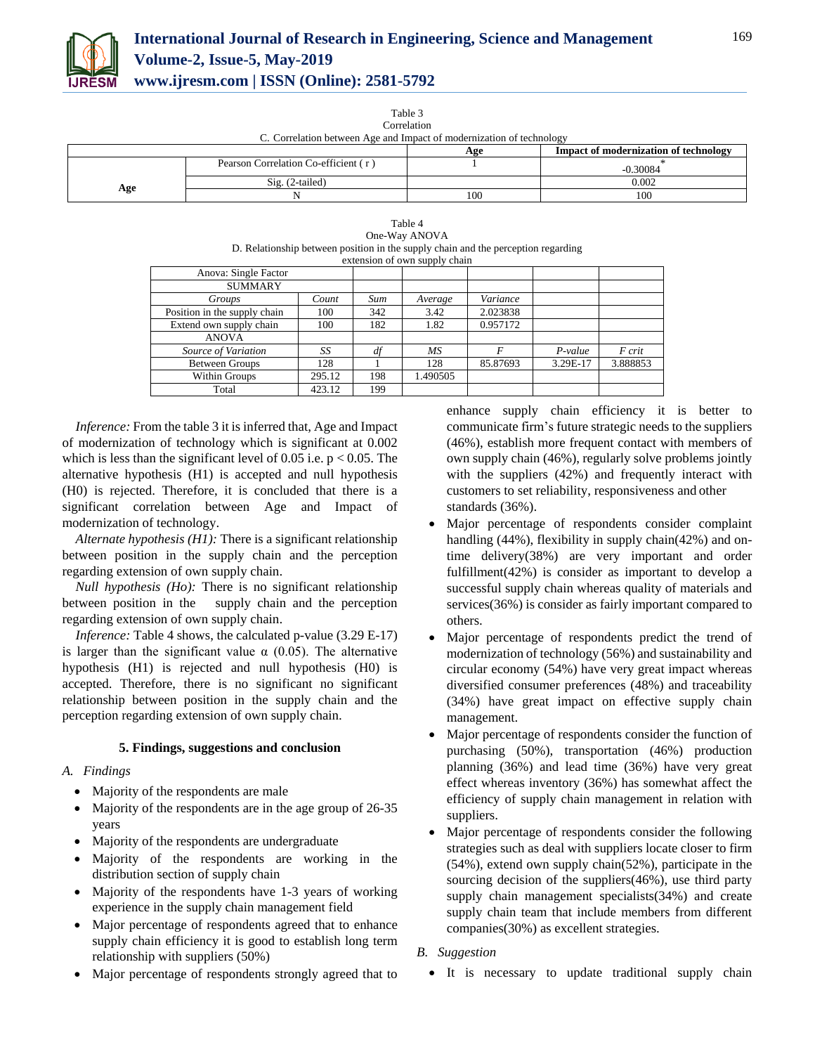Table 3
Correlation
C. Correlation between Age and Impact of modernization of technology

| | | Age | Impact of modernization of technology |
|---|---|---|---|
| Age | Pearson Correlation Co-efficient ( r ) | 1 | -0.30084* |
| | Sig. (2-tailed) | | 0.002 |
| | N | 100 | 100 |

Table 4
One-Way ANOVA
D. Relationship between position in the supply chain and the perception regarding extension of own supply chain

| Anova: Single Factor | | | | | | |
|---|---|---|---|---|---|---|
| SUMMARY | | | | | | |
| *Groups* | *Count* | *Sum* | *Average* | *Variance* | | |
| Position in the supply chain | 100 | 342 | 3.42 | 2.023838 | | |
| Extend own supply chain | 100 | 182 | 1.82 | 0.957172 | | |
| ANOVA | | | | | | |
| *Source of Variation* | *SS* | *df* | *MS* | *F* | *P-value* | *F crit* |
| Between Groups | 128 | 1 | 128 | 85.87693 | 3.29E-17 | 3.888853 |
| Within Groups | 295.12 | 198 | 1.490505 | | | |
| Total | 423.12 | 199 | | | | |

*Inference:* From the table 3 it is inferred that, Age and Impact of modernization of technology which is significant at 0.002 which is less than the significant level of 0.05 i.e. $p < 0.05$. The alternative hypothesis (H1) is accepted and null hypothesis (H0) is rejected. Therefore, it is concluded that there is a significant correlation between Age and Impact of modernization of technology.

*Alternate hypothesis (H1):* There is a significant relationship between position in the supply chain and the perception regarding extension of own supply chain.

*Null hypothesis (Ho):* There is no significant relationship between position in the supply chain and the perception regarding extension of own supply chain.

*Inference:* Table 4 shows, the calculated p-value (3.29 E-17) is larger than the significant value α (0.05). The alternative hypothesis (H1) is rejected and null hypothesis (H0) is accepted. Therefore, there is no significant no significant relationship between position in the supply chain and the perception regarding extension of own supply chain.

## 5. Findings, suggestions and conclusion

### A. Findings

- Majority of the respondents are male
- Majority of the respondents are in the age group of 26-35 years
- Majority of the respondents are undergraduate
- Majority of the respondents are working in the distribution section of supply chain
- Majority of the respondents have 1-3 years of working experience in the supply chain management field
- Major percentage of respondents agreed that to enhance supply chain efficiency it is good to establish long term relationship with suppliers (50%)
- Major percentage of respondents strongly agreed that to enhance supply chain efficiency it is better to communicate firm's future strategic needs to the suppliers (46%), establish more frequent contact with members of own supply chain (46%), regularly solve problems jointly with the suppliers (42%) and frequently interact with customers to set reliability, responsiveness and other standards (36%).
- Major percentage of respondents consider complaint handling (44%), flexibility in supply chain(42%) and on-time delivery(38%) are very important and order fulfillment(42%) is consider as important to develop a successful supply chain whereas quality of materials and services(36%) is consider as fairly important compared to others.
- Major percentage of respondents predict the trend of modernization of technology (56%) and sustainability and circular economy (54%) have very great impact whereas diversified consumer preferences (48%) and traceability (34%) have great impact on effective supply chain management.
- Major percentage of respondents consider the function of purchasing (50%), transportation (46%) production planning (36%) and lead time (36%) have very great effect whereas inventory (36%) has somewhat affect the efficiency of supply chain management in relation with suppliers.
- Major percentage of respondents consider the following strategies such as deal with suppliers locate closer to firm (54%), extend own supply chain(52%), participate in the sourcing decision of the suppliers(46%), use third party supply chain management specialists(34%) and create supply chain team that include members from different companies(30%) as excellent strategies.

### B. Suggestion

- It is necessary to update traditional supply chain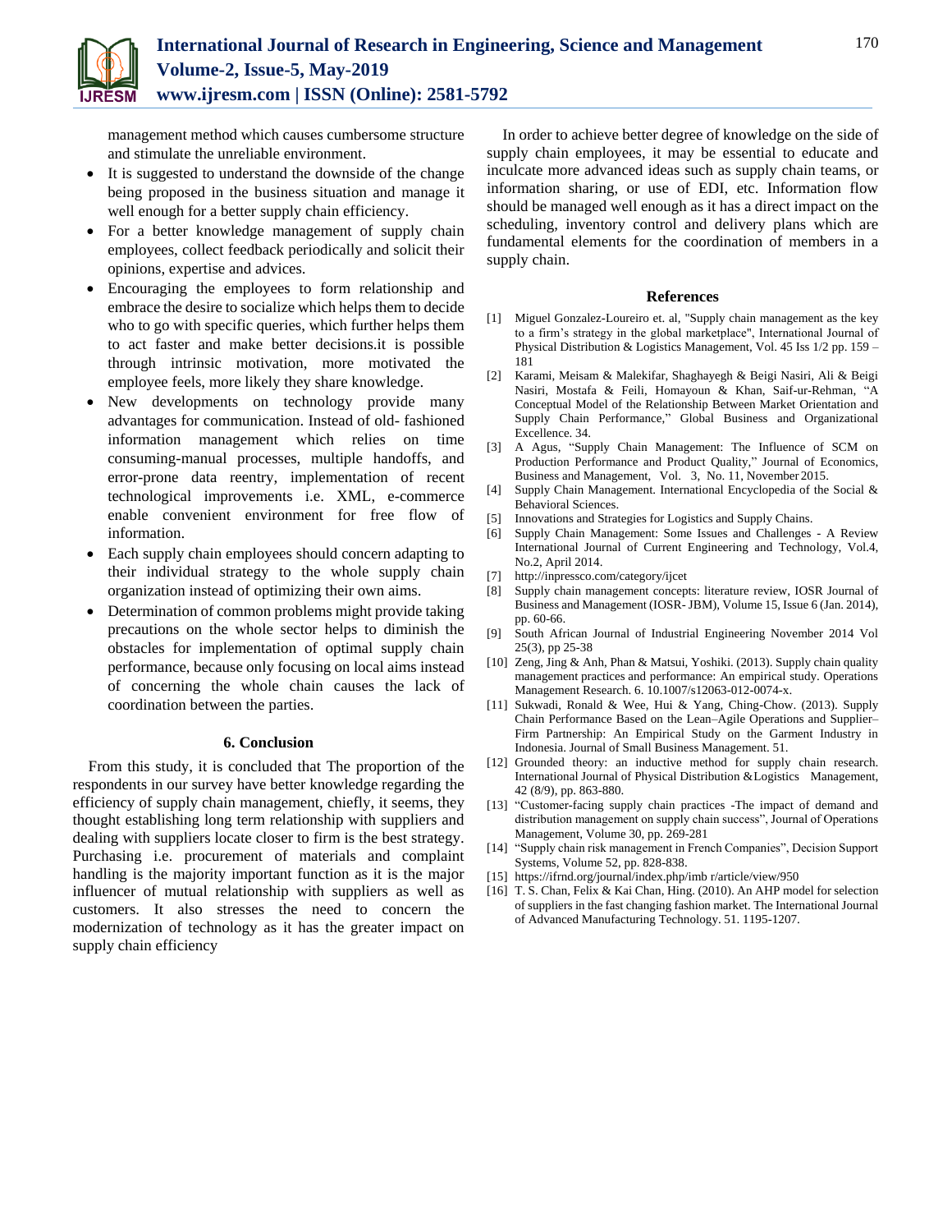management method which causes cumbersome structure and stimulate the unreliable environment.

- It is suggested to understand the downside of the change being proposed in the business situation and manage it well enough for a better supply chain efficiency.
- For a better knowledge management of supply chain employees, collect feedback periodically and solicit their opinions, expertise and advices.
- Encouraging the employees to form relationship and embrace the desire to socialize which helps them to decide who to go with specific queries, which further helps them to act faster and make better decisions.it is possible through intrinsic motivation, more motivated the employee feels, more likely they share knowledge.
- New developments on technology provide many advantages for communication. Instead of old- fashioned information management which relies on time consuming-manual processes, multiple handoffs, and error-prone data reentry, implementation of recent technological improvements i.e. XML, e-commerce enable convenient environment for free flow of information.
- Each supply chain employees should concern adapting to their individual strategy to the whole supply chain organization instead of optimizing their own aims.
- Determination of common problems might provide taking precautions on the whole sector helps to diminish the obstacles for implementation of optimal supply chain performance, because only focusing on local aims instead of concerning the whole chain causes the lack of coordination between the parties.

## 6. Conclusion

From this study, it is concluded that The proportion of the respondents in our survey have better knowledge regarding the efficiency of supply chain management, chiefly, it seems, they thought establishing long term relationship with suppliers and dealing with suppliers locate closer to firm is the best strategy. Purchasing i.e. procurement of materials and complaint handling is the majority important function as it is the major influencer of mutual relationship with suppliers as well as customers. It also stresses the need to concern the modernization of technology as it has the greater impact on supply chain efficiency

In order to achieve better degree of knowledge on the side of supply chain employees, it may be essential to educate and inculcate more advanced ideas such as supply chain teams, or information sharing, or use of EDI, etc. Information flow should be managed well enough as it has a direct impact on the scheduling, inventory control and delivery plans which are fundamental elements for the coordination of members in a supply chain.

## References

[1] Miguel Gonzalez-Loureiro et. al, "Supply chain management as the key to a firm's strategy in the global marketplace", International Journal of Physical Distribution & Logistics Management, Vol. 45 Iss 1/2 pp. 159 – 181

[2] Karami, Meisam & Malekifar, Shaghayegh & Beigi Nasiri, Ali & Beigi Nasiri, Mostafa & Feili, Homayoun & Khan, Saif-ur-Rehman, "A Conceptual Model of the Relationship Between Market Orientation and Supply Chain Performance," Global Business and Organizational Excellence. 34.

[3] A Agus, "Supply Chain Management: The Influence of SCM on Production Performance and Product Quality," Journal of Economics, Business and Management, Vol. 3, No. 11, November 2015.

[4] Supply Chain Management. International Encyclopedia of the Social & Behavioral Sciences.

[5] Innovations and Strategies for Logistics and Supply Chains.

[6] Supply Chain Management: Some Issues and Challenges - A Review International Journal of Current Engineering and Technology, Vol.4, No.2, April 2014.

[7] http://inpressco.com/category/ijcet

[8] Supply chain management concepts: literature review, IOSR Journal of Business and Management (IOSR- JBM), Volume 15, Issue 6 (Jan. 2014), pp. 60-66.

[9] South African Journal of Industrial Engineering November 2014 Vol 25(3), pp 25-38

[10] Zeng, Jing & Anh, Phan & Matsui, Yoshiki. (2013). Supply chain quality management practices and performance: An empirical study. Operations Management Research. 6. 10.1007/s12063-012-0074-x.

[11] Sukwadi, Ronald & Wee, Hui & Yang, Ching-Chow. (2013). Supply Chain Performance Based on the Lean–Agile Operations and Supplier–Firm Partnership: An Empirical Study on the Garment Industry in Indonesia. Journal of Small Business Management. 51.

[12] Grounded theory: an inductive method for supply chain research. International Journal of Physical Distribution &Logistics Management, 42 (8/9), pp. 863-880.

[13] "Customer-facing supply chain practices -The impact of demand and distribution management on supply chain success", Journal of Operations Management, Volume 30, pp. 269-281

[14] "Supply chain risk management in French Companies", Decision Support Systems, Volume 52, pp. 828-838.

[15] https://ifrnd.org/journal/index.php/imb r/article/view/950

[16] T. S. Chan, Felix & Kai Chan, Hing. (2010). An AHP model for selection of suppliers in the fast changing fashion market. The International Journal of Advanced Manufacturing Technology. 51. 1195-1207.